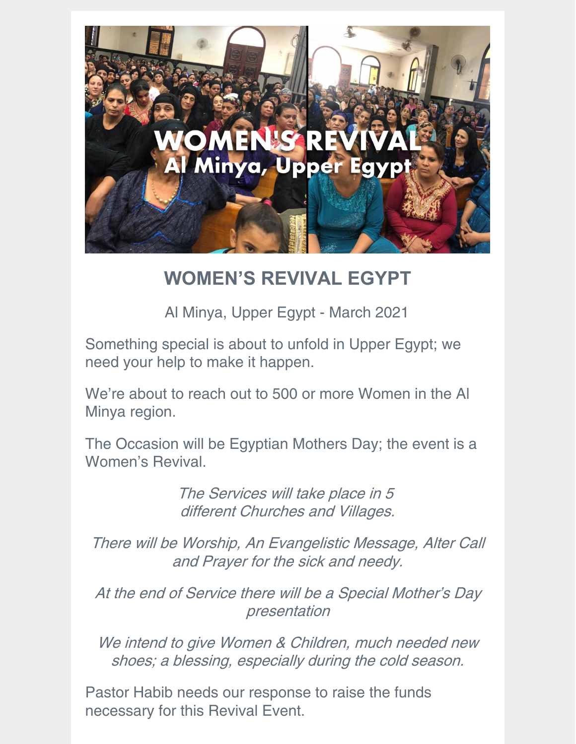# WOMEN'S REVIVAL EGYPT

Al Minya, Upper Egypt - March 2021

Something special is about to unfold in Upper Egypt; we need your help to make it happen.

We're about to reach out to 500 or more Women in the Al Minya region.

The Occasion will be Egyptian Mothers Day; the event is a Women's Revival.

*The Services will take place in 5 different Churches and Villages.*

*There will be Worship, An Evangelistic Message, Alter Call and Prayer for the sick and needy.*

*At the end of Service there will be a Special Mother's Day presentation*

*We intend to give Women & Children, much needed new shoes; a blessing, especially during the cold season.*

Pastor Habib needs our response to raise the funds necessary for this Revival Event.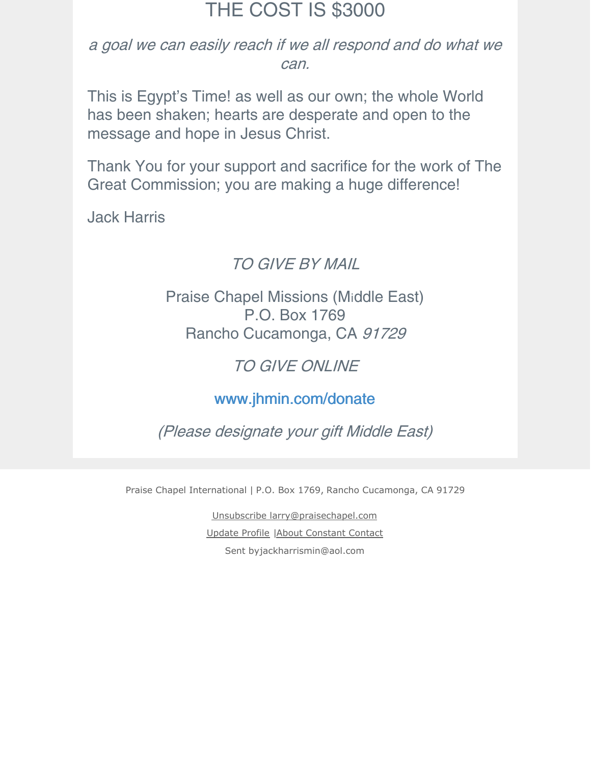THE COST IS $3000

*a goal we can easily reach if we all respond and do what we can.*

This is Egypt's Time! as well as our own; the whole World has been shaken; hearts are desperate and open to the message and hope in Jesus Christ.

Thank You for your support and sacrifice for the work of The Great Commission; you are making a huge difference!

Jack Harris

*TO GIVE BY MAIL*

Praise Chapel Missions (Middle East)
P.O. Box 1769
Rancho Cucamonga, CA *91729*

*TO GIVE ONLINE*

www.jhmin.com/donate

*(Please designate your gift Middle East)*

Praise Chapel International | P.O. Box 1769, Rancho Cucamonga, CA 91729

Unsubscribe larry@praisechapel.com

Update Profile |About Constant Contact

Sent byjackharrismin@aol.com